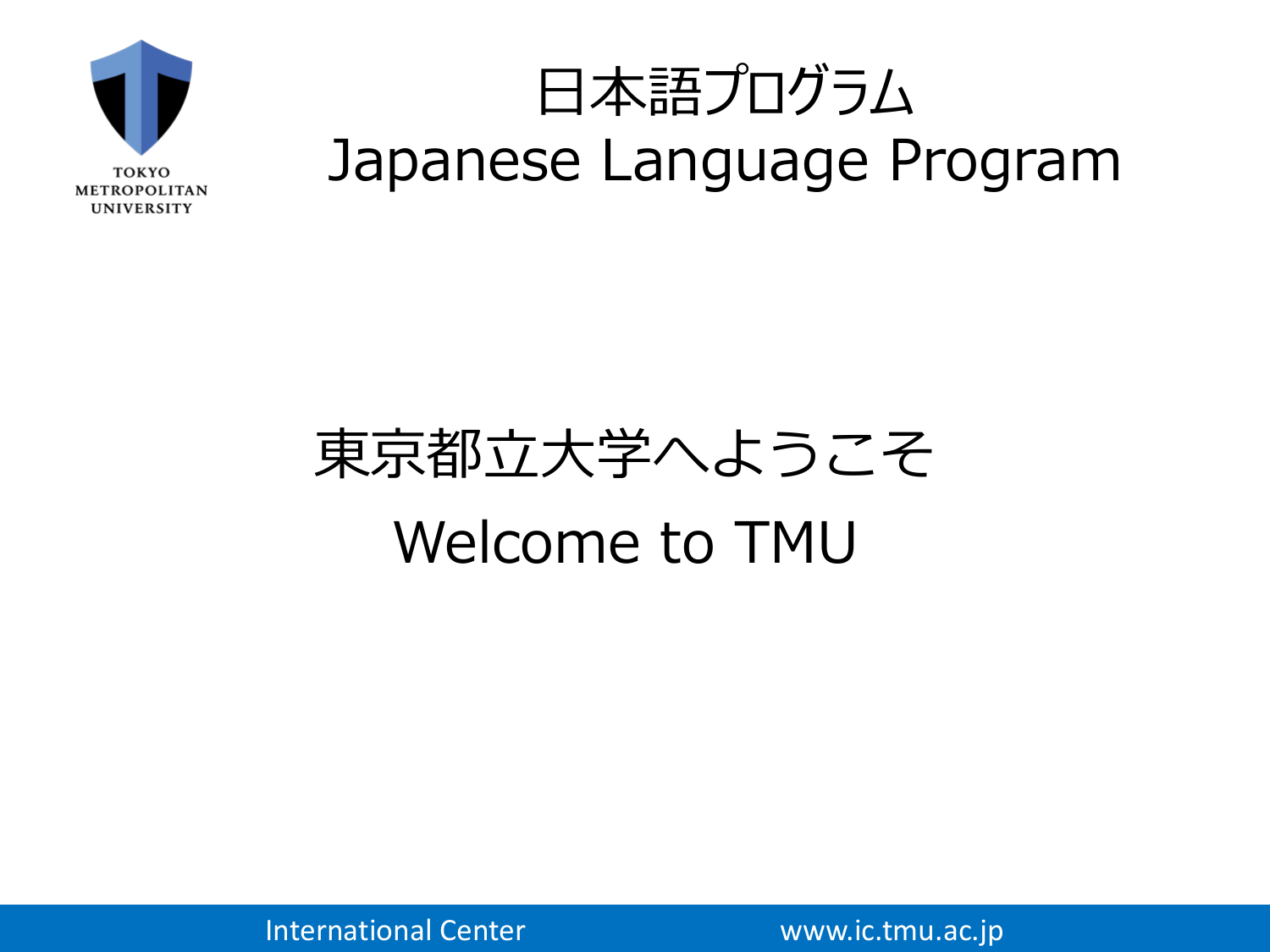TOKYO METROPOLITAN UNIVERSITY

# 日本語プログラム
# Japanese Language Program

## 東京都立大学へようこそ
## Welcome to TMU

International Center　　www.ic.tmu.ac.jp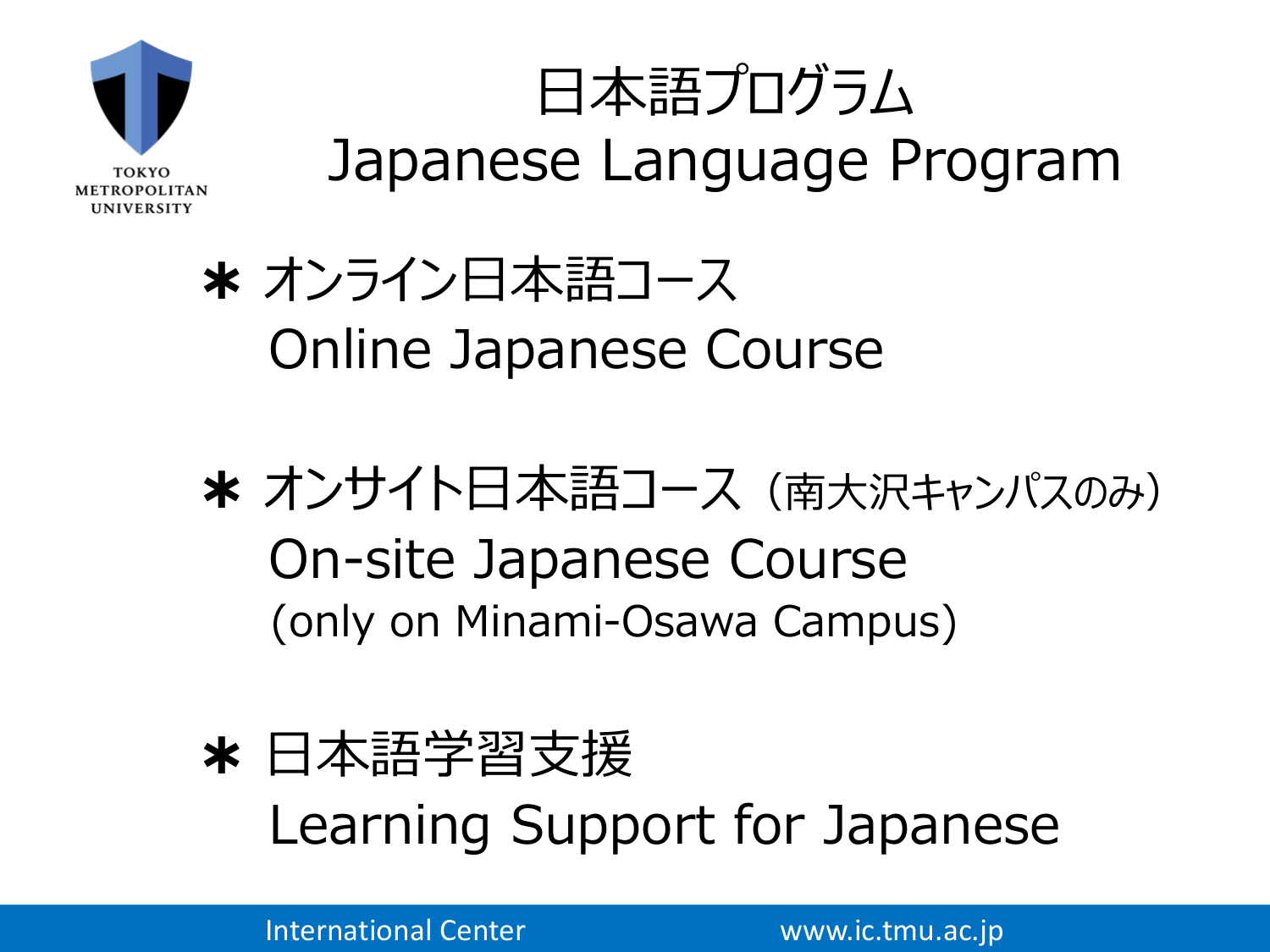# 日本語プログラム
# Japanese Language Program

* オンライン日本語コース
  Online Japanese Course

* オンサイト日本語コース（南大沢キャンパスのみ）
  On-site Japanese Course
  (only on Minami-Osawa Campus)

* 日本語学習支援
  Learning Support for Japanese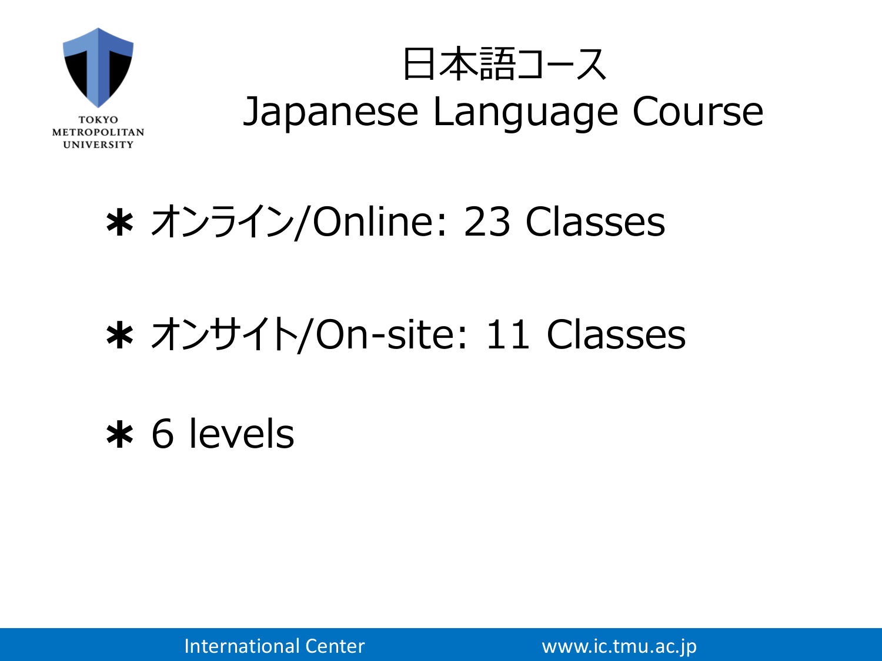# 日本語コース
# Japanese Language Course

* オンライン/Online: 23 Classes
* オンサイト/On-site: 11 Classes
* 6 levels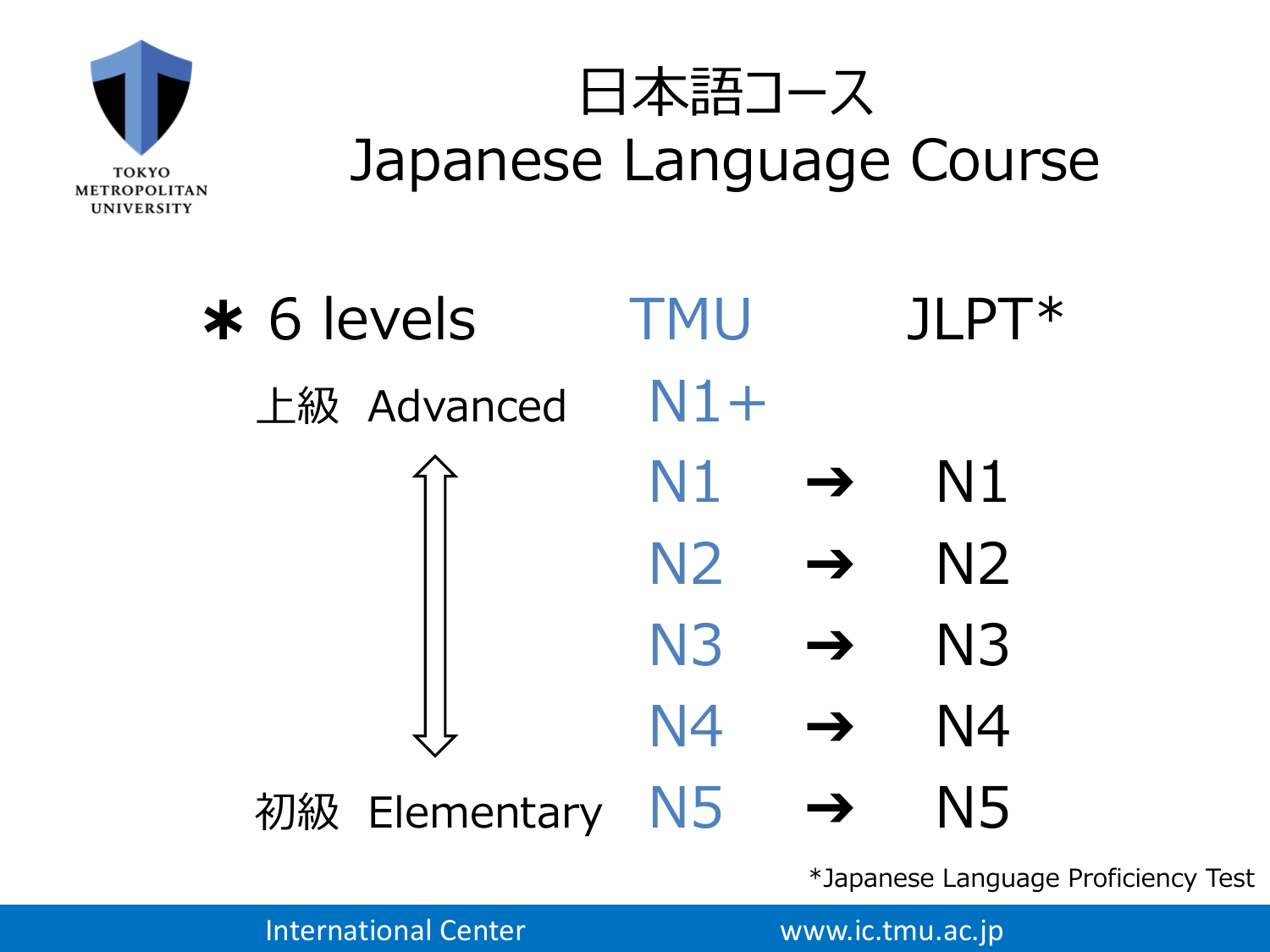# 日本語コース
# Japanese Language Course

| ＊ 6 levels | TMU | | JLPT* |
|---|---|---|---|
| 上級 Advanced | N1+ | | |
| ⇕ | N1 | ➔ | N1 |
| | N2 | ➔ | N2 |
| | N3 | ➔ | N3 |
| | N4 | ➔ | N4 |
| 初級 Elementary | N5 | ➔ | N5 |

*Japanese Language Proficiency Test

International Center www.ic.tmu.ac.jp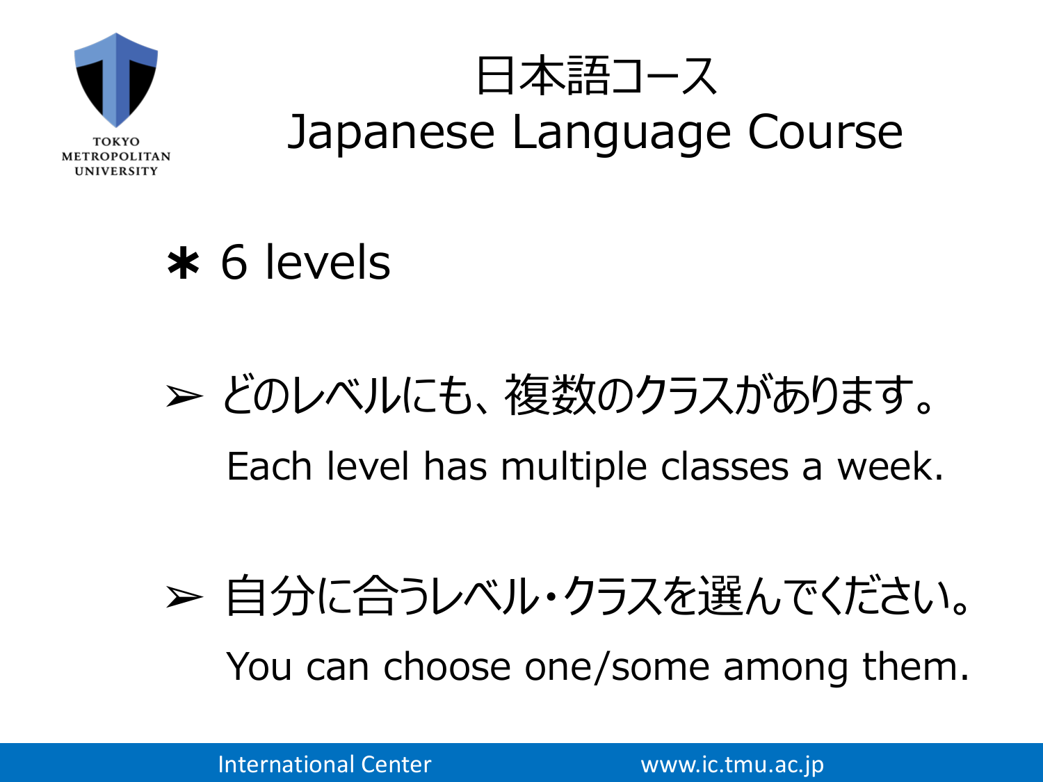# 日本語コース
# Japanese Language Course

＊ 6 levels

➢ どのレベルにも、複数のクラスがあります。

Each level has multiple classes a week.

➢ 自分に合うレベル・クラスを選んでください。

You can choose one/some among them.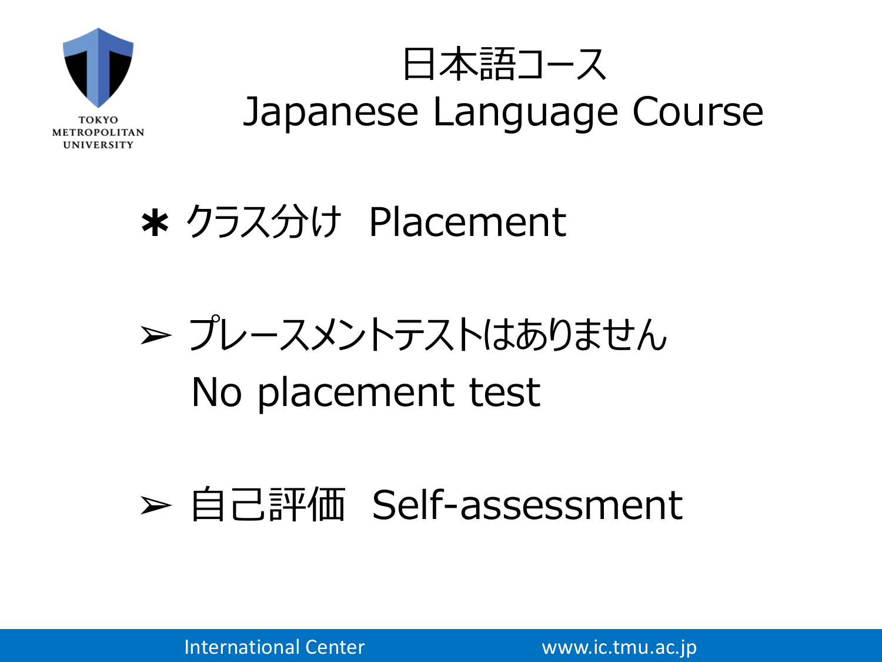# 日本語コース
# Japanese Language Course

## ＊ クラス分け　Placement

- ➢ プレースメントテストはありません
  No placement test

- ➢ 自己評価　Self-assessment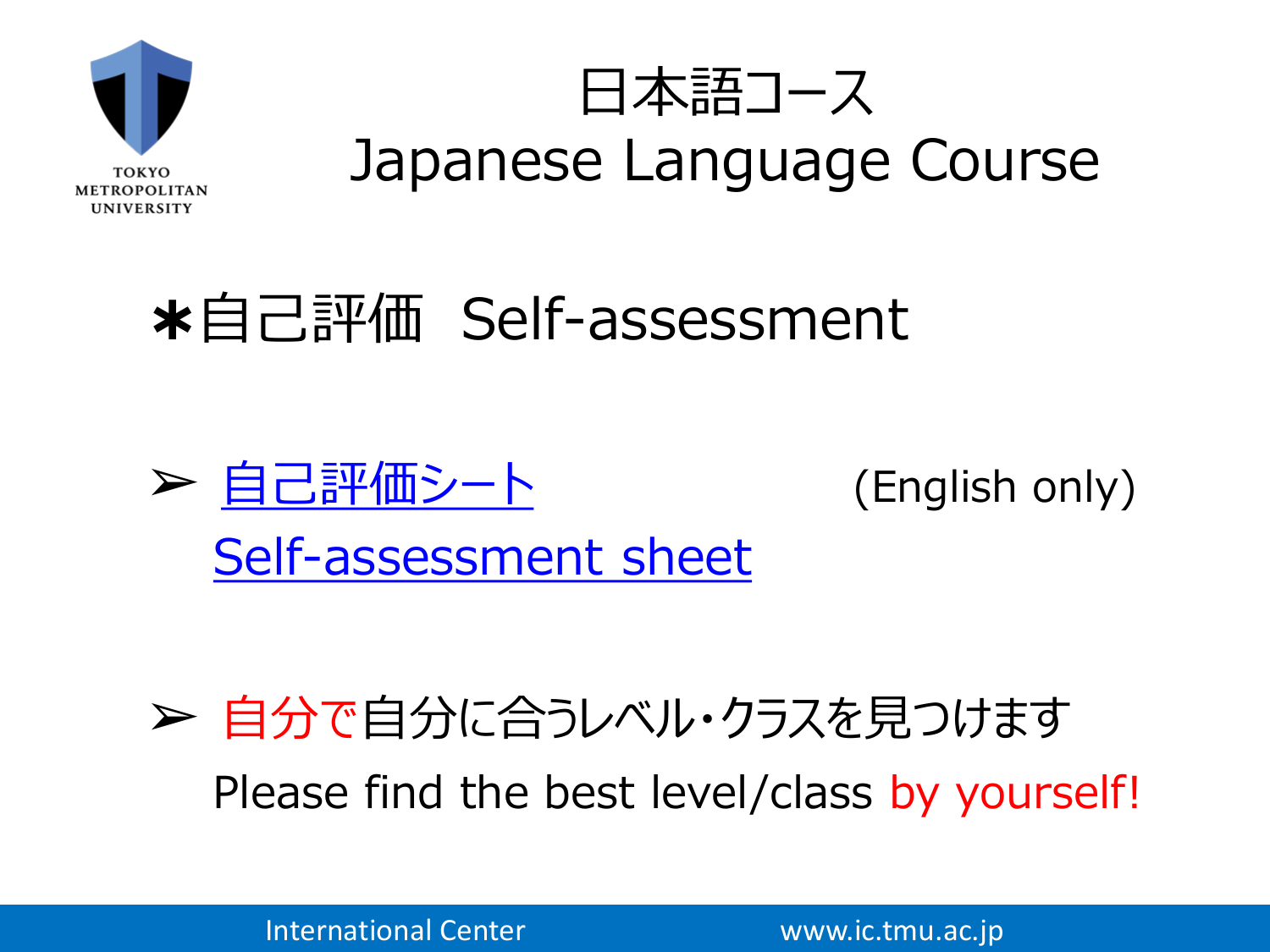# 日本語コース
# Japanese Language Course

## ＊自己評価　Self-assessment

- 自己評価シート　　　　(English only)
  Self-assessment sheet

- 自分で自分に合うレベル・クラスを見つけます
  Please find the best level/class by yourself!

International Center　　　　www.ic.tmu.ac.jp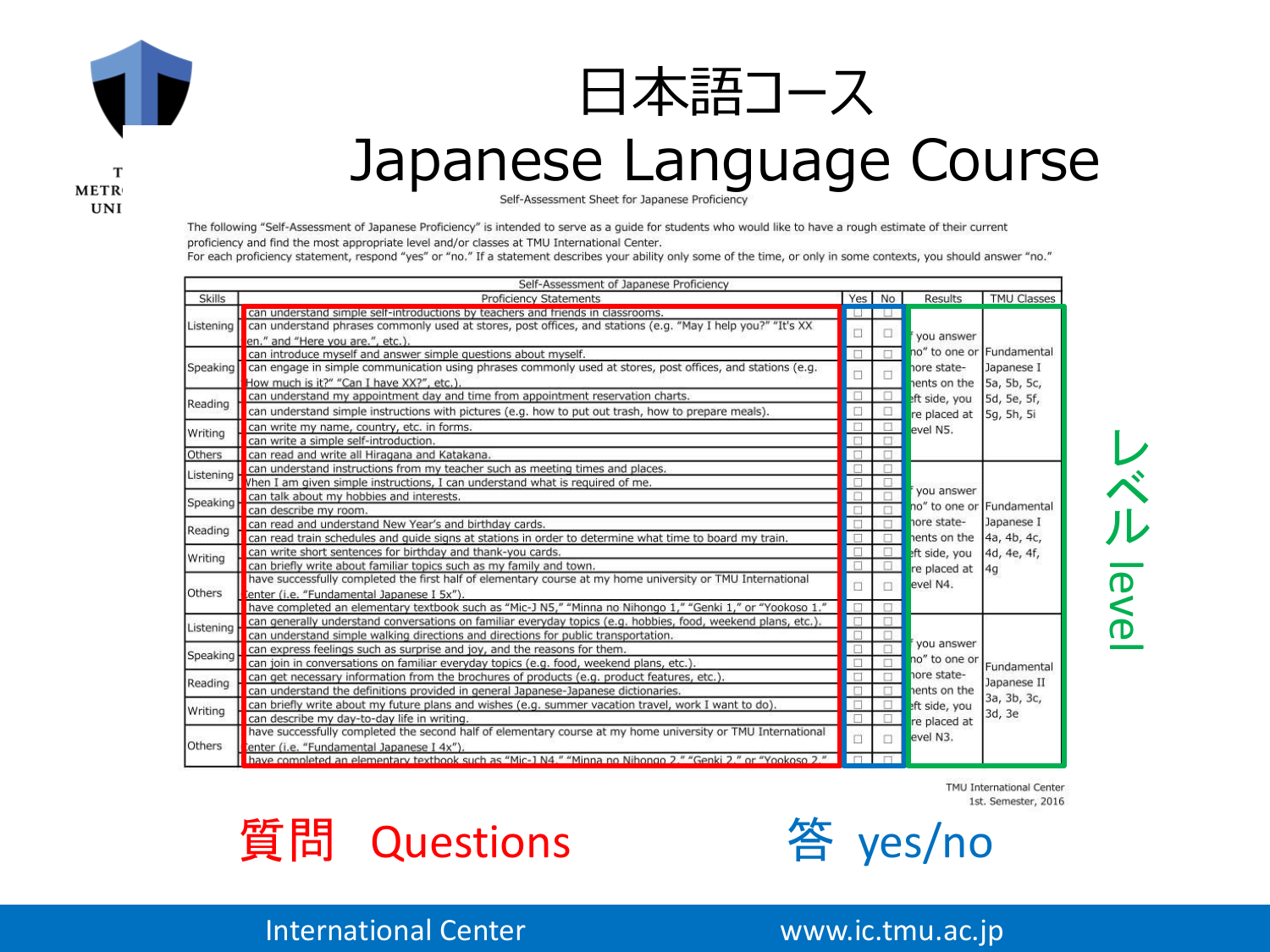# 日本語コース
# Japanese Language Course

Self-Assessment Sheet for Japanese Proficiency

The following "Self-Assessment of Japanese Proficiency" is intended to serve as a guide for students who would like to have a rough estimate of their current proficiency and find the most appropriate level and/or classes at TMU International Center.
For each proficiency statement, respond "yes" or "no." If a statement describes your ability only some of the time, or only in some contexts, you should answer "no."

| Skills | Proficiency Statements | Yes | No | Results | TMU Classes |
|---|---|---|---|---|---|
| Listening | I can understand simple self-introductions by teachers and friends in classrooms. | □ | □ | If you answer "no" to one or more statements on the left side, you are placed at Level N5. | Fundamental Japanese I 5a, 5b, 5c, 5d, 5e, 5f, 5g, 5h, 5i |
| | I can understand phrases commonly used at stores, post offices, and stations (e.g. "May I help you?" "It's XX yen." and "Here you are.", etc.). | □ | □ | | |
| Speaking | I can introduce myself and answer simple questions about myself. | □ | □ | | |
| | I can engage in simple communication using phrases commonly used at stores, post offices, and stations (e.g. "How much is it?" "Can I have XX?", etc.). | □ | □ | | |
| Reading | I can understand my appointment day and time from appointment reservation charts. | □ | □ | | |
| | I can understand simple instructions with pictures (e.g. how to put out trash, how to prepare meals). | □ | □ | | |
| Writing | I can write my name, country, etc. in forms. | □ | □ | | |
| | I can write a simple self-introduction. | □ | □ | | |
| Others | I can read and write all Hiragana and Katakana. | □ | □ | | |
| Listening | I can understand instructions from my teacher such as meeting times and places. | □ | □ | If you answer "no" to one or more statements on the left side, you are placed at Level N4. | Fundamental Japanese I 4a, 4b, 4c, 4d, 4e, 4f, 4g |
| | When I am given simple instructions, I can understand what is required of me. | □ | □ | | |
| Speaking | I can talk about my hobbies and interests. | □ | □ | | |
| | I can describe my room. | □ | □ | | |
| Reading | I can read and understand New Year's and birthday cards. | □ | □ | | |
| | I can read train schedules and guide signs at stations in order to determine what time to board my train. | □ | □ | | |
| Writing | I can write short sentences for birthday and thank-you cards. | □ | □ | | |
| | I can briefly write about familiar topics such as my family and town. | □ | □ | | |
| Others | I have successfully completed the first half of elementary course at my home university or TMU International Center (i.e. "Fundamental Japanese I 5x"). | □ | □ | | |
| | I have completed an elementary textbook such as "Mic-J N5," "Minna no Nihongo 1," "Genki 1," or "Yookoso 1." | □ | □ | | |
| Listening | I can generally understand conversations on familiar everyday topics (e.g. hobbies, food, weekend plans, etc.). | □ | □ | If you answer "no" to one or more statements on the left side, you are placed at Level N3. | Fundamental Japanese II 3a, 3b, 3c, 3d, 3e |
| | I can understand simple walking directions and directions for public transportation. | □ | □ | | |
| Speaking | I can express feelings such as surprise and joy, and the reasons for them. | □ | □ | | |
| | I can join in conversations on familiar everyday topics (e.g. food, weekend plans, etc.). | □ | □ | | |
| Reading | I can get necessary information from the brochures of products (e.g. product features, etc.). | □ | □ | | |
| | I can understand the definitions provided in general Japanese-Japanese dictionaries. | □ | □ | | |
| Writing | I can briefly write about my future plans and wishes (e.g. summer vacation travel, work I want to do). | □ | □ | | |
| | I can describe my day-to-day life in writing. | □ | □ | | |
| Others | I have successfully completed the second half of elementary course at my home university or TMU International Center (i.e. "Fundamental Japanese I 4x"). | □ | □ | | |
| | I have completed an elementary textbook such as "Mic-J N4," "Minna no Nihongo 2," "Genki 2," or "Yookoso 2." | □ | □ | | |

TMU International Center
1st. Semester, 2016

質問　Questions

答　yes/no

レベル level

International Center　www.ic.tmu.ac.jp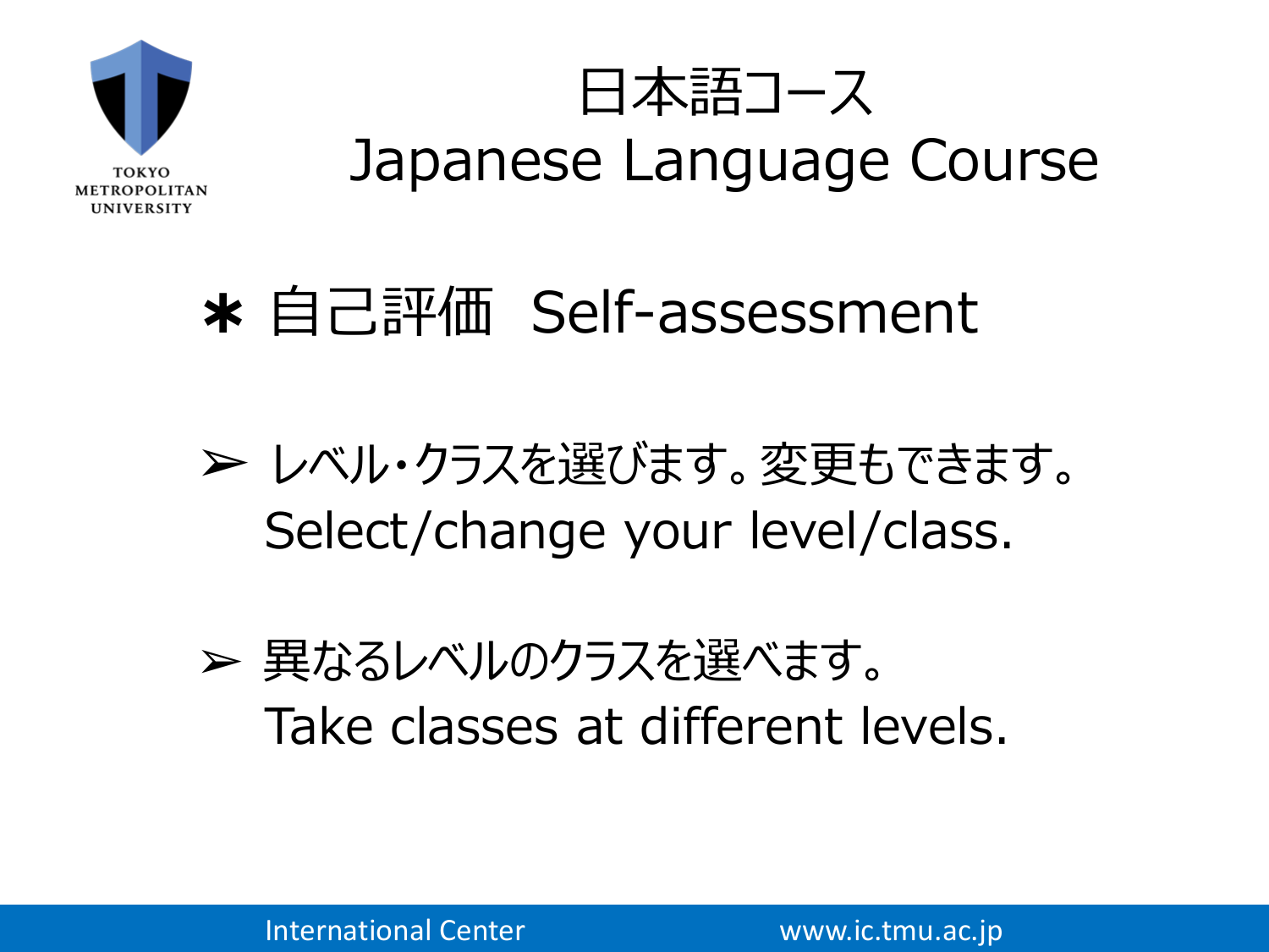# 日本語コース
# Japanese Language Course

## ＊ 自己評価　Self-assessment

➢ レベル・クラスを選びます。変更もできます。
Select/change your level/class.

➢ 異なるレベルのクラスを選べます。
Take classes at different levels.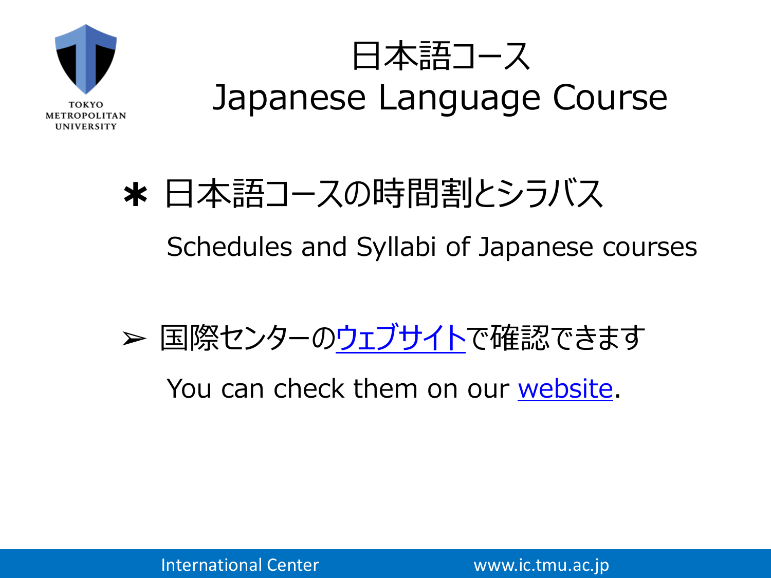# 日本語コース
# Japanese Language Course

＊ 日本語コースの時間割とシラバス

Schedules and Syllabi of Japanese courses

➢ 国際センターのウェブサイトで確認できます

You can check them on our website.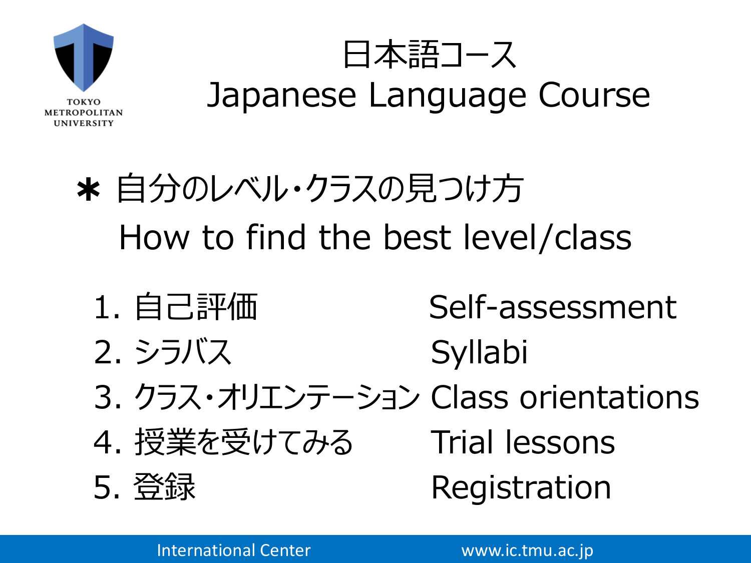# 日本語コース
# Japanese Language Course

## ＊ 自分のレベル・クラスの見つけ方
## How to find the best level/class

1. 自己評価 Self-assessment
2. シラバス Syllabi
3. クラス・オリエンテーション Class orientations
4. 授業を受けてみる Trial lessons
5. 登録 Registration

International Center www.ic.tmu.ac.jp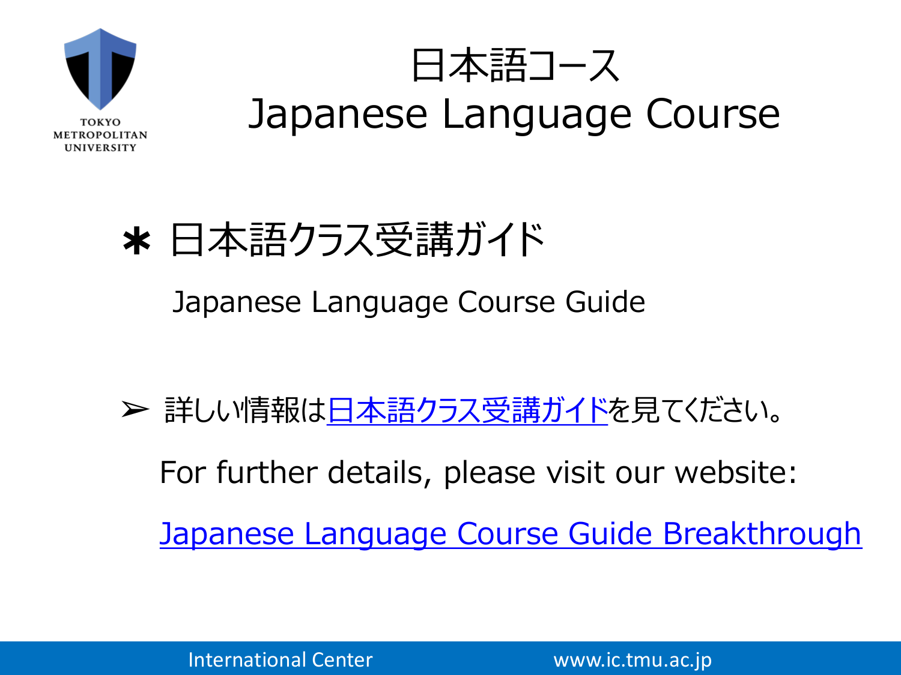# 日本語コース
# Japanese Language Course

## ＊ 日本語クラス受講ガイド

Japanese Language Course Guide

➢ 詳しい情報は日本語クラス受講ガイドを見てください。

For further details, please visit our website:

Japanese Language Course Guide Breakthrough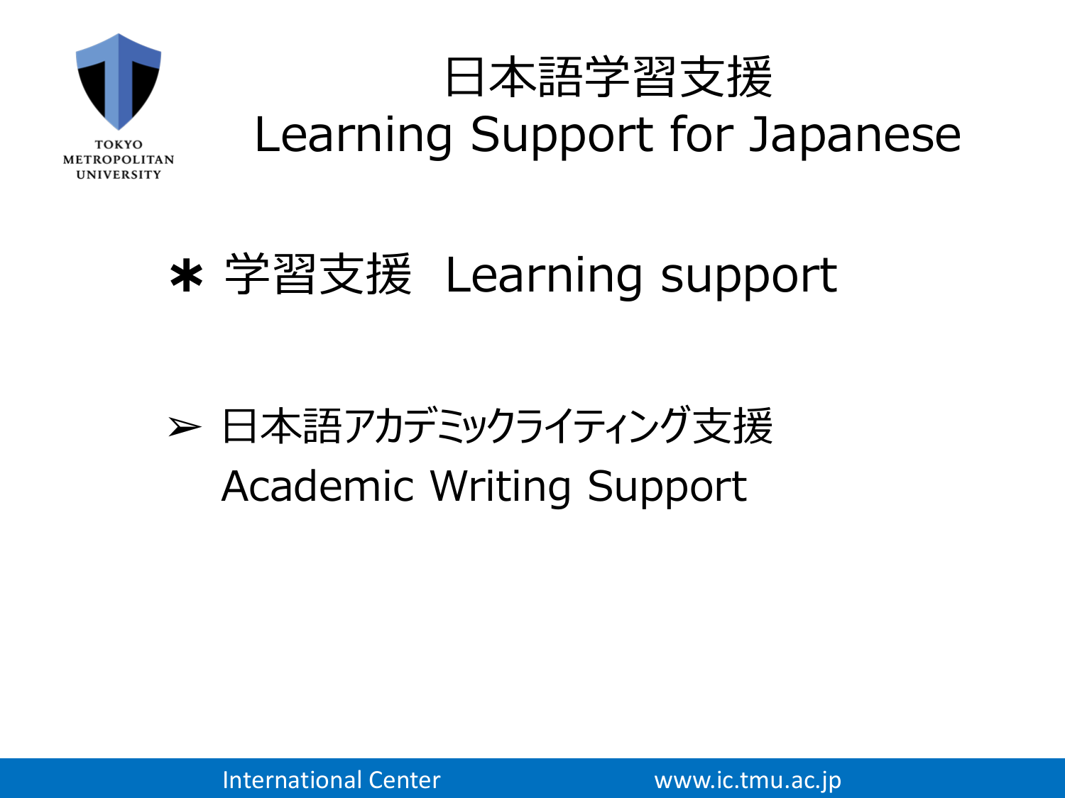# 日本語学習支援
# Learning Support for Japanese

## ＊ 学習支援　Learning support

- 日本語アカデミックライティング支援
  Academic Writing Support

International Center　　www.ic.tmu.ac.jp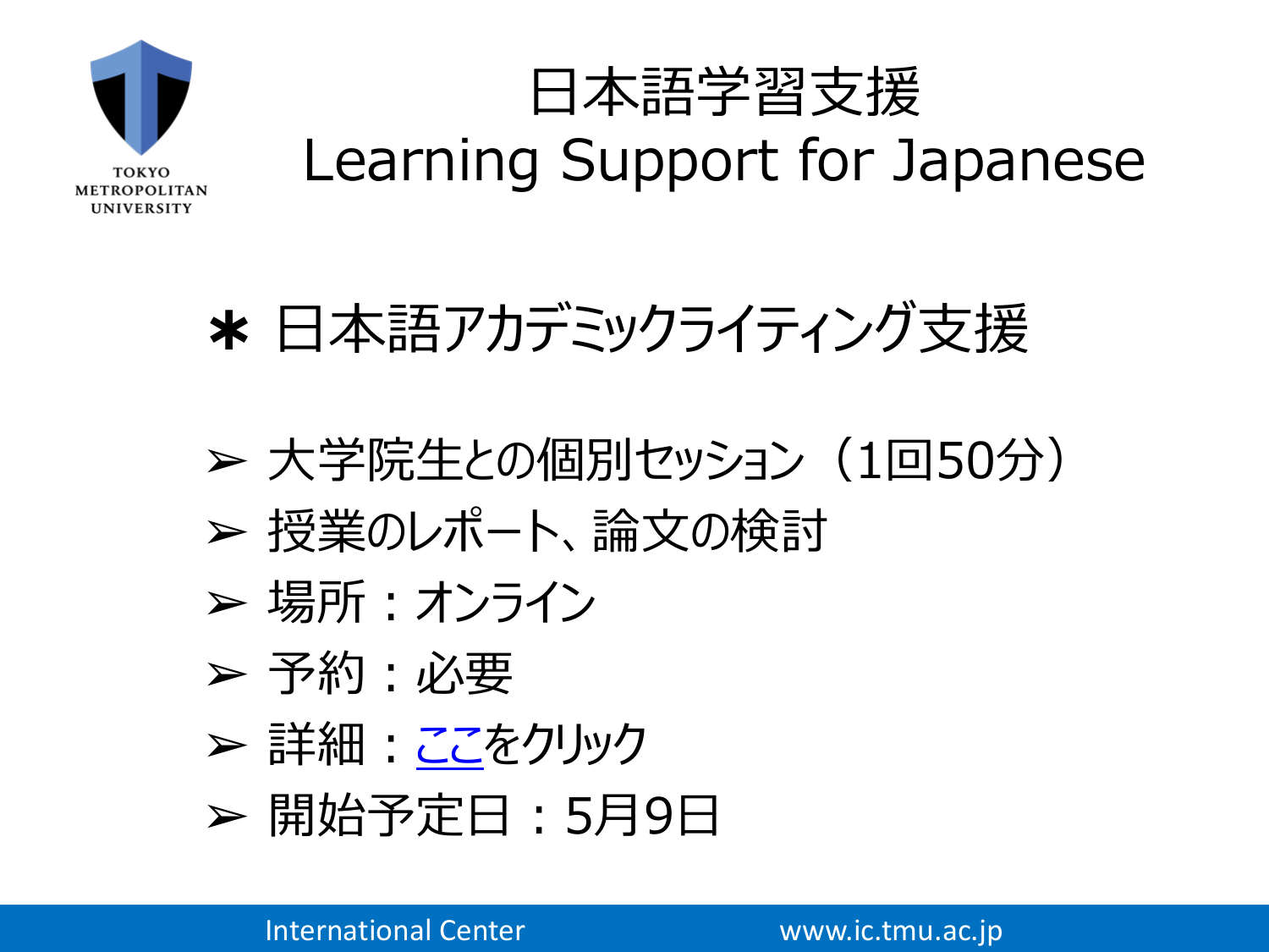# 日本語学習支援
# Learning Support for Japanese

## ＊ 日本語アカデミックライティング支援

- ➢ 大学院生との個別セッション（1回50分）
- ➢ 授業のレポート、論文の検討
- ➢ 場所：オンライン
- ➢ 予約：必要
- ➢ 詳細：ここをクリック
- ➢ 開始予定日：5月9日

International Center　www.ic.tmu.ac.jp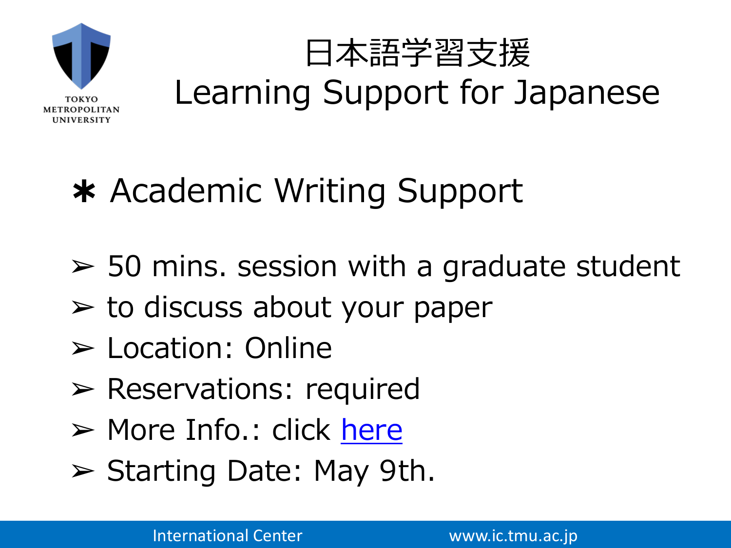# 日本語学習支援
# Learning Support for Japanese

## ✱ Academic Writing Support

- ➢ 50 mins. session with a graduate student
- ➢ to discuss about your paper
- ➢ Location: Online
- ➢ Reservations: required
- ➢ More Info.: click here
- ➢ Starting Date: May 9th.

International Center www.ic.tmu.ac.jp